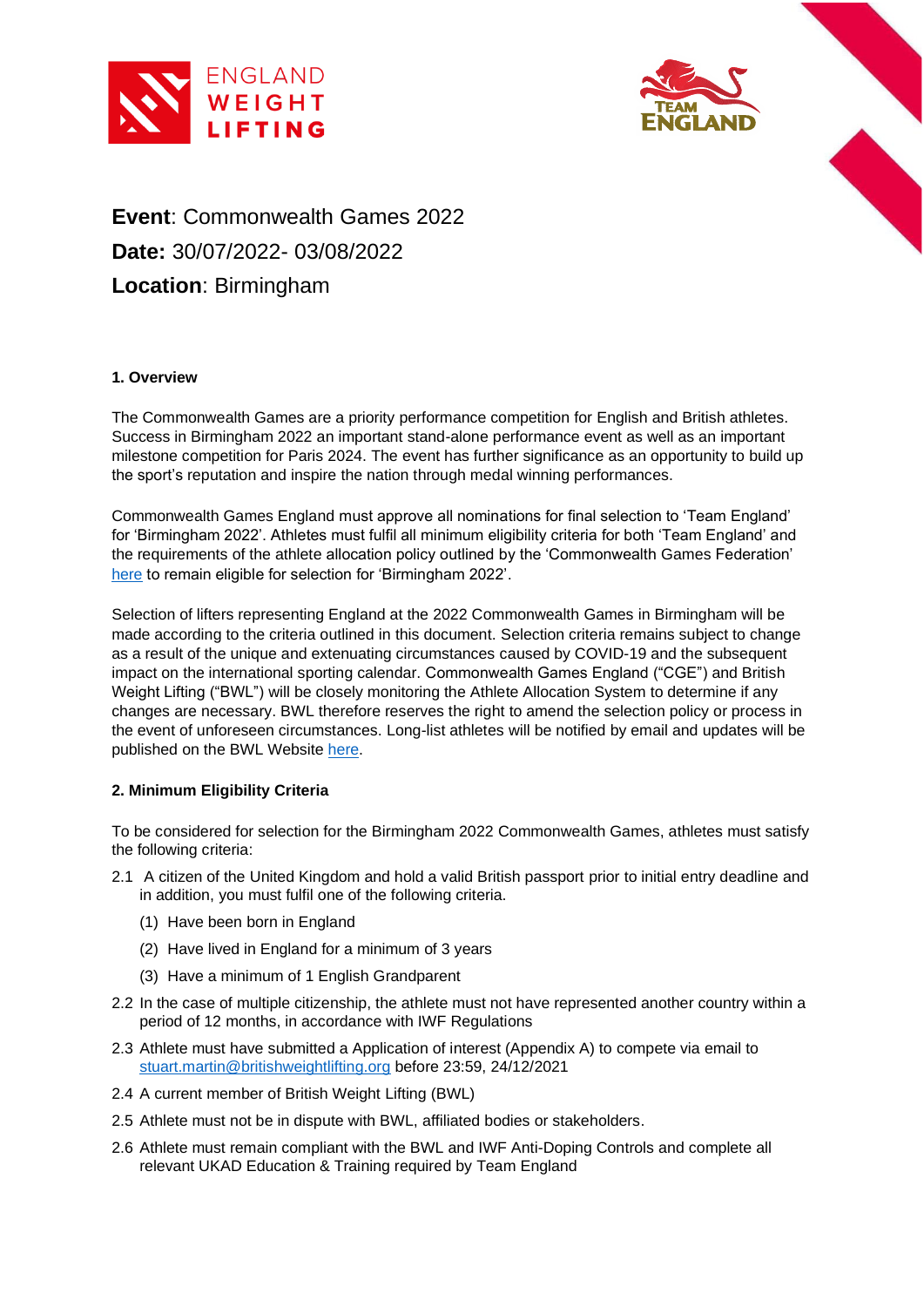**Event**: Commonwealth Games 2022

**Date:** 30/07/2022- 03/08/2022

**Location**: Birmingham

### 1. Overview

The Commonwealth Games are a priority performance competition for English and British athletes. Success in Birmingham 2022 an important stand-alone performance event as well as an important milestone competition for Paris 2024. The event has further significance as an opportunity to build up the sport's reputation and inspire the nation through medal winning performances.

Commonwealth Games England must approve all nominations for final selection to 'Team England' for 'Birmingham 2022'. Athletes must fulfil all minimum eligibility criteria for both 'Team England' and the requirements of the athlete allocation policy outlined by the 'Commonwealth Games Federation' here to remain eligible for selection for 'Birmingham 2022'.

Selection of lifters representing England at the 2022 Commonwealth Games in Birmingham will be made according to the criteria outlined in this document. Selection criteria remains subject to change as a result of the unique and extenuating circumstances caused by COVID-19 and the subsequent impact on the international sporting calendar. Commonwealth Games England ("CGE") and British Weight Lifting ("BWL") will be closely monitoring the Athlete Allocation System to determine if any changes are necessary. BWL therefore reserves the right to amend the selection policy or process in the event of unforeseen circumstances. Long-list athletes will be notified by email and updates will be published on the BWL Website here.

### 2. Minimum Eligibility Criteria

To be considered for selection for the Birmingham 2022 Commonwealth Games, athletes must satisfy the following criteria:

2.1 A citizen of the United Kingdom and hold a valid British passport prior to initial entry deadline and in addition, you must fulfil one of the following criteria.

   (1) Have been born in England

   (2) Have lived in England for a minimum of 3 years

   (3) Have a minimum of 1 English Grandparent

2.2 In the case of multiple citizenship, the athlete must not have represented another country within a period of 12 months, in accordance with IWF Regulations

2.3 Athlete must have submitted a Application of interest (Appendix A) to compete via email to stuart.martin@britishweightlifting.org before 23:59, 24/12/2021

2.4 A current member of British Weight Lifting (BWL)

2.5 Athlete must not be in dispute with BWL, affiliated bodies or stakeholders.

2.6 Athlete must remain compliant with the BWL and IWF Anti-Doping Controls and complete all relevant UKAD Education & Training required by Team England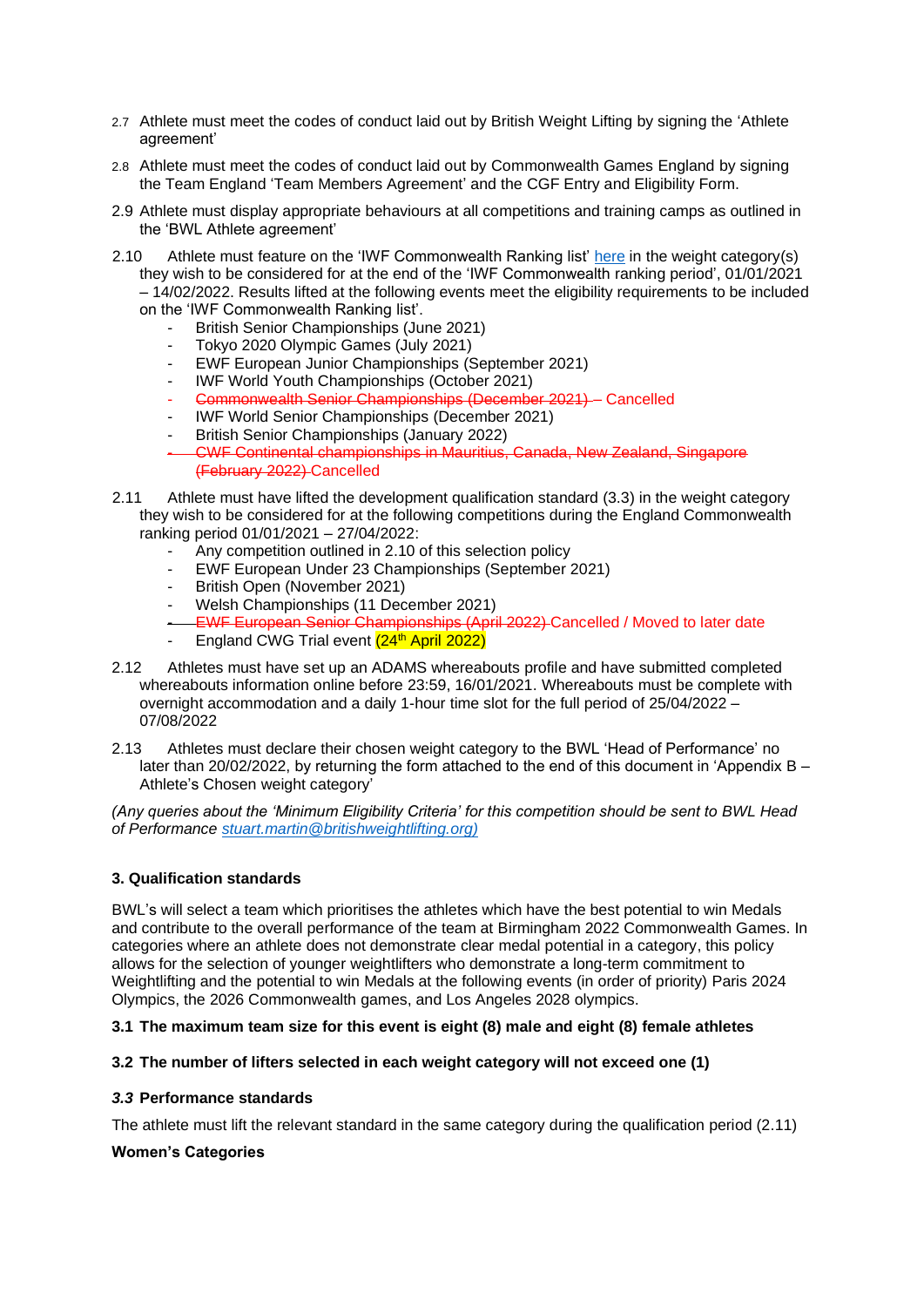2.7 Athlete must meet the codes of conduct laid out by British Weight Lifting by signing the 'Athlete agreement'

2.8 Athlete must meet the codes of conduct laid out by Commonwealth Games England by signing the Team England 'Team Members Agreement' and the CGF Entry and Eligibility Form.

2.9 Athlete must display appropriate behaviours at all competitions and training camps as outlined in the 'BWL Athlete agreement'

2.10 Athlete must feature on the 'IWF Commonwealth Ranking list' here in the weight category(s) they wish to be considered for at the end of the 'IWF Commonwealth ranking period', 01/01/2021 – 14/02/2022. Results lifted at the following events meet the eligibility requirements to be included on the 'IWF Commonwealth Ranking list'.

- British Senior Championships (June 2021)
- Tokyo 2020 Olympic Games (July 2021)
- EWF European Junior Championships (September 2021)
- IWF World Youth Championships (October 2021)
- ~~Commonwealth Senior Championships (December 2021)~~ – Cancelled
- IWF World Senior Championships (December 2021)
- British Senior Championships (January 2022)
- ~~CWF Continental championships in Mauritius, Canada, New Zealand, Singapore (February 2022)~~ Cancelled

2.11 Athlete must have lifted the development qualification standard (3.3) in the weight category they wish to be considered for at the following competitions during the England Commonwealth ranking period 01/01/2021 – 27/04/2022:

- Any competition outlined in 2.10 of this selection policy
- EWF European Under 23 Championships (September 2021)
- British Open (November 2021)
- Welsh Championships (11 December 2021)
- ~~EWF European Senior Championships (April 2022)~~ Cancelled / Moved to later date
- England CWG Trial event (24th April 2022)

2.12 Athletes must have set up an ADAMS whereabouts profile and have submitted completed whereabouts information online before 23:59, 16/01/2021. Whereabouts must be complete with overnight accommodation and a daily 1-hour time slot for the full period of 25/04/2022 – 07/08/2022

2.13 Athletes must declare their chosen weight category to the BWL 'Head of Performance' no later than 20/02/2022, by returning the form attached to the end of this document in 'Appendix B – Athlete's Chosen weight category'

*(Any queries about the 'Minimum Eligibility Criteria' for this competition should be sent to BWL Head of Performance stuart.martin@britishweightlifting.org)*

### 3. Qualification standards

BWL's will select a team which prioritises the athletes which have the best potential to win Medals and contribute to the overall performance of the team at Birmingham 2022 Commonwealth Games. In categories where an athlete does not demonstrate clear medal potential in a category, this policy allows for the selection of younger weightlifters who demonstrate a long-term commitment to Weightlifting and the potential to win Medals at the following events (in order of priority) Paris 2024 Olympics, the 2026 Commonwealth games, and Los Angeles 2028 olympics.

**3.1 The maximum team size for this event is eight (8) male and eight (8) female athletes**

**3.2 The number of lifters selected in each weight category will not exceed one (1)**

***3.3* Performance standards**

The athlete must lift the relevant standard in the same category during the qualification period (2.11)

**Women's Categories**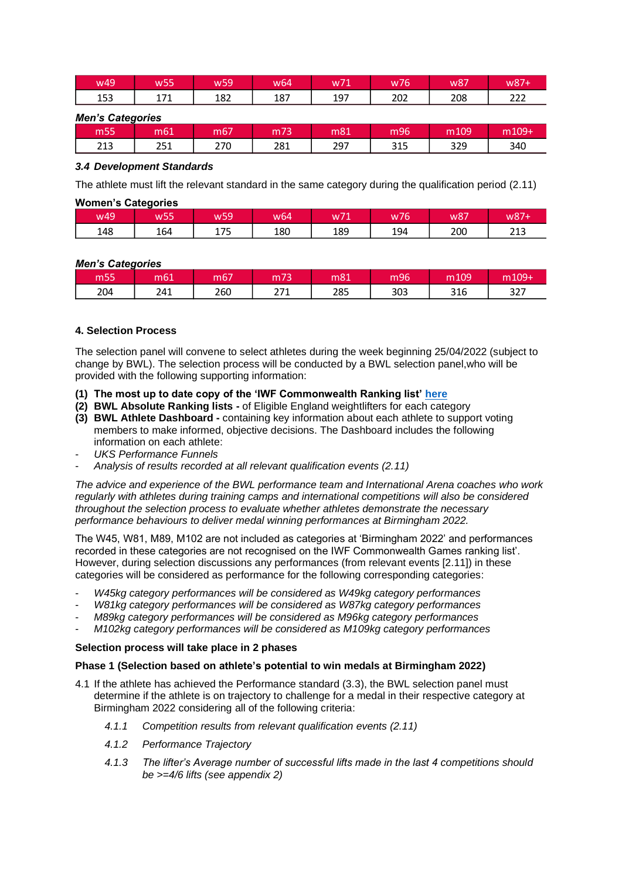| w49 | w55 | w59 | w64 | w71 | w76 | w87 | w87+ |
|---|---|---|---|---|---|---|---|
| 153 | 171 | 182 | 187 | 197 | 202 | 208 | 222 |

***Men's Categories***

| m55 | m61 | m67 | m73 | m81 | m96 | m109 | m109+ |
|---|---|---|---|---|---|---|---|
| 213 | 251 | 270 | 281 | 297 | 315 | 329 | 340 |

### *3.4 Development Standards*

The athlete must lift the relevant standard in the same category during the qualification period (2.11)

**Women's Categories**

| w49 | w55 | w59 | w64 | w71 | w76 | w87 | w87+ |
|---|---|---|---|---|---|---|---|
| 148 | 164 | 175 | 180 | 189 | 194 | 200 | 213 |

***Men's Categories***

| m55 | m61 | m67 | m73 | m81 | m96 | m109 | m109+ |
|---|---|---|---|---|---|---|---|
| 204 | 241 | 260 | 271 | 285 | 303 | 316 | 327 |

## 4. Selection Process

The selection panel will convene to select athletes during the week beginning 25/04/2022 (subject to change by BWL). The selection process will be conducted by a BWL selection panel,who will be provided with the following supporting information:

**(1) The most up to date copy of the 'IWF Commonwealth Ranking list' here**
**(2) BWL Absolute Ranking lists -** of Eligible England weightlifters for each category
**(3) BWL Athlete Dashboard -** containing key information about each athlete to support voting members to make informed, objective decisions. The Dashboard includes the following information on each athlete:

- *UKS Performance Funnels*
- *Analysis of results recorded at all relevant qualification events (2.11)*

*The advice and experience of the BWL performance team and International Arena coaches who work regularly with athletes during training camps and international competitions will also be considered throughout the selection process to evaluate whether athletes demonstrate the necessary performance behaviours to deliver medal winning performances at Birmingham 2022.*

The W45, W81, M89, M102 are not included as categories at 'Birmingham 2022' and performances recorded in these categories are not recognised on the IWF Commonwealth Games ranking list'. However, during selection discussions any performances (from relevant events [2.11]) in these categories will be considered as performance for the following corresponding categories:

- *W45kg category performances will be considered as W49kg category performances*
- *W81kg category performances will be considered as W87kg category performances*
- *M89kg category performances will be considered as M96kg category performances*
- *M102kg category performances will be considered as M109kg category performances*

**Selection process will take place in 2 phases**

**Phase 1 (Selection based on athlete's potential to win medals at Birmingham 2022)**

4.1 If the athlete has achieved the Performance standard (3.3), the BWL selection panel must determine if the athlete is on trajectory to challenge for a medal in their respective category at Birmingham 2022 considering all of the following criteria:

*4.1.1 Competition results from relevant qualification events (2.11)*

*4.1.2 Performance Trajectory*

*4.1.3 The lifter's Average number of successful lifts made in the last 4 competitions should be >=4/6 lifts (see appendix 2)*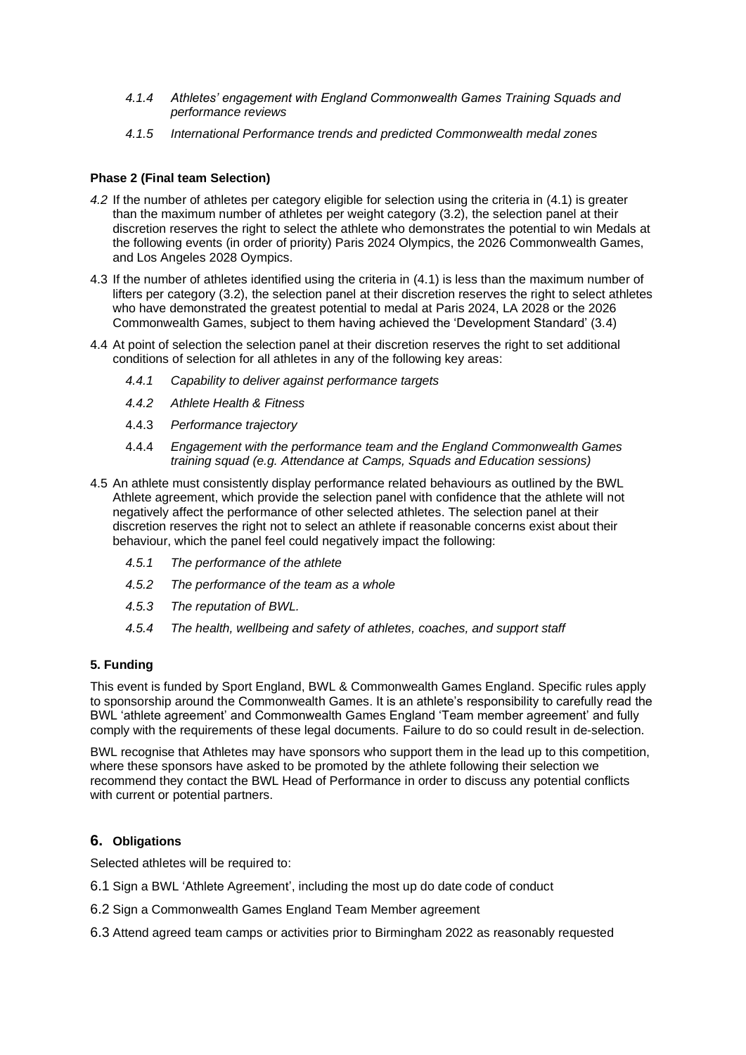*4.1.4 Athletes' engagement with England Commonwealth Games Training Squads and performance reviews*

*4.1.5 International Performance trends and predicted Commonwealth medal zones*

**Phase 2 (Final team Selection)**

*4.2* If the number of athletes per category eligible for selection using the criteria in (4.1) is greater than the maximum number of athletes per weight category (3.2), the selection panel at their discretion reserves the right to select the athlete who demonstrates the potential to win Medals at the following events (in order of priority) Paris 2024 Olympics, the 2026 Commonwealth Games, and Los Angeles 2028 Oympics.

4.3 If the number of athletes identified using the criteria in (4.1) is less than the maximum number of lifters per category (3.2), the selection panel at their discretion reserves the right to select athletes who have demonstrated the greatest potential to medal at Paris 2024, LA 2028 or the 2026 Commonwealth Games, subject to them having achieved the 'Development Standard' (3.4)

4.4 At point of selection the selection panel at their discretion reserves the right to set additional conditions of selection for all athletes in any of the following key areas:

*4.4.1 Capability to deliver against performance targets*

*4.4.2 Athlete Health & Fitness*

4.4.3 *Performance trajectory*

4.4.4 *Engagement with the performance team and the England Commonwealth Games training squad (e.g. Attendance at Camps, Squads and Education sessions)*

4.5 An athlete must consistently display performance related behaviours as outlined by the BWL Athlete agreement, which provide the selection panel with confidence that the athlete will not negatively affect the performance of other selected athletes. The selection panel at their discretion reserves the right not to select an athlete if reasonable concerns exist about their behaviour, which the panel feel could negatively impact the following:

*4.5.1 The performance of the athlete*

*4.5.2 The performance of the team as a whole*

*4.5.3 The reputation of BWL.*

*4.5.4 The health, wellbeing and safety of athletes, coaches, and support staff*

**5. Funding**

This event is funded by Sport England, BWL & Commonwealth Games England. Specific rules apply to sponsorship around the Commonwealth Games. It is an athlete's responsibility to carefully read the BWL 'athlete agreement' and Commonwealth Games England 'Team member agreement' and fully comply with the requirements of these legal documents. Failure to do so could result in de-selection.

BWL recognise that Athletes may have sponsors who support them in the lead up to this competition, where these sponsors have asked to be promoted by the athlete following their selection we recommend they contact the BWL Head of Performance in order to discuss any potential conflicts with current or potential partners.

## 6. Obligations

Selected athletes will be required to:

6.1 Sign a BWL 'Athlete Agreement', including the most up do date code of conduct

6.2 Sign a Commonwealth Games England Team Member agreement

6.3 Attend agreed team camps or activities prior to Birmingham 2022 as reasonably requested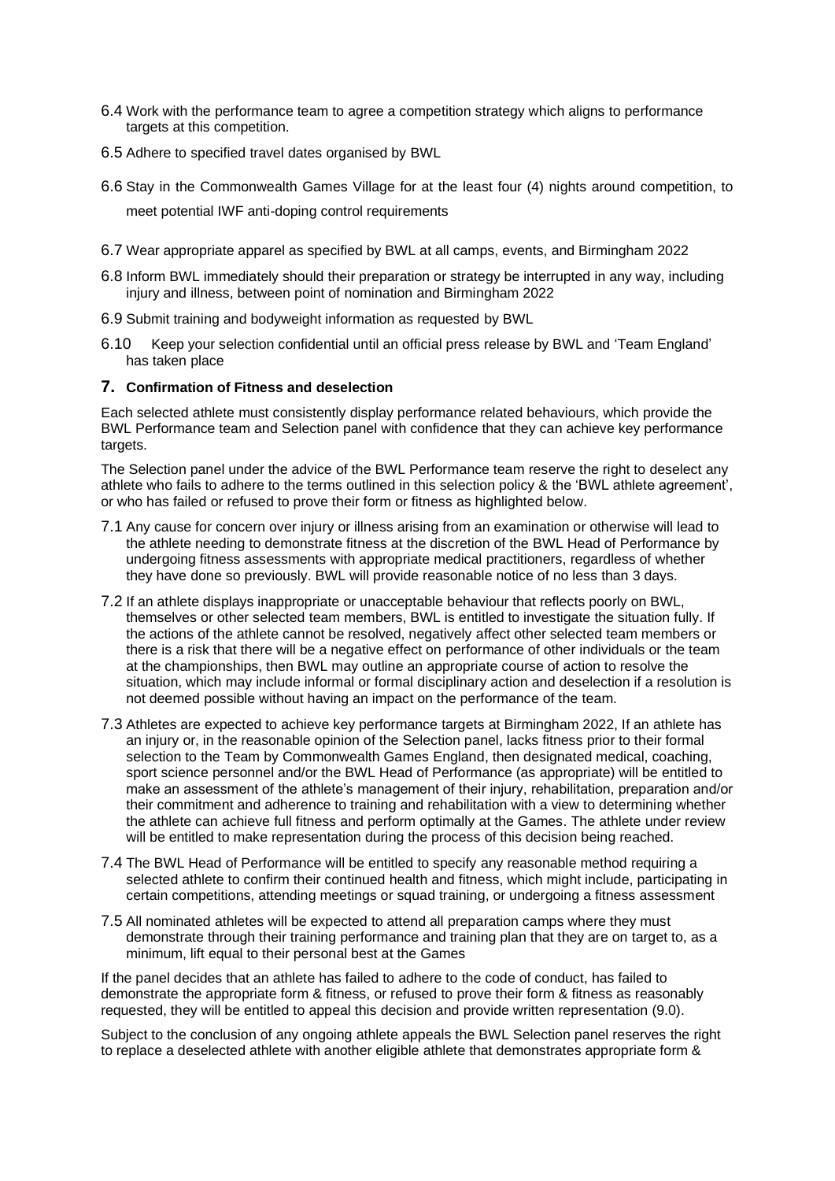6.4 Work with the performance team to agree a competition strategy which aligns to performance targets at this competition.

6.5 Adhere to specified travel dates organised by BWL

6.6 Stay in the Commonwealth Games Village for at the least four (4) nights around competition, to meet potential IWF anti-doping control requirements

6.7 Wear appropriate apparel as specified by BWL at all camps, events, and Birmingham 2022

6.8 Inform BWL immediately should their preparation or strategy be interrupted in any way, including injury and illness, between point of nomination and Birmingham 2022

6.9 Submit training and bodyweight information as requested by BWL

6.10 Keep your selection confidential until an official press release by BWL and 'Team England' has taken place

## 7. Confirmation of Fitness and deselection

Each selected athlete must consistently display performance related behaviours, which provide the BWL Performance team and Selection panel with confidence that they can achieve key performance targets.

The Selection panel under the advice of the BWL Performance team reserve the right to deselect any athlete who fails to adhere to the terms outlined in this selection policy & the 'BWL athlete agreement', or who has failed or refused to prove their form or fitness as highlighted below.

7.1 Any cause for concern over injury or illness arising from an examination or otherwise will lead to the athlete needing to demonstrate fitness at the discretion of the BWL Head of Performance by undergoing fitness assessments with appropriate medical practitioners, regardless of whether they have done so previously. BWL will provide reasonable notice of no less than 3 days.

7.2 If an athlete displays inappropriate or unacceptable behaviour that reflects poorly on BWL, themselves or other selected team members, BWL is entitled to investigate the situation fully. If the actions of the athlete cannot be resolved, negatively affect other selected team members or there is a risk that there will be a negative effect on performance of other individuals or the team at the championships, then BWL may outline an appropriate course of action to resolve the situation, which may include informal or formal disciplinary action and deselection if a resolution is not deemed possible without having an impact on the performance of the team.

7.3 Athletes are expected to achieve key performance targets at Birmingham 2022, If an athlete has an injury or, in the reasonable opinion of the Selection panel, lacks fitness prior to their formal selection to the Team by Commonwealth Games England, then designated medical, coaching, sport science personnel and/or the BWL Head of Performance (as appropriate) will be entitled to make an assessment of the athlete's management of their injury, rehabilitation, preparation and/or their commitment and adherence to training and rehabilitation with a view to determining whether the athlete can achieve full fitness and perform optimally at the Games. The athlete under review will be entitled to make representation during the process of this decision being reached.

7.4 The BWL Head of Performance will be entitled to specify any reasonable method requiring a selected athlete to confirm their continued health and fitness, which might include, participating in certain competitions, attending meetings or squad training, or undergoing a fitness assessment

7.5 All nominated athletes will be expected to attend all preparation camps where they must demonstrate through their training performance and training plan that they are on target to, as a minimum, lift equal to their personal best at the Games

If the panel decides that an athlete has failed to adhere to the code of conduct, has failed to demonstrate the appropriate form & fitness, or refused to prove their form & fitness as reasonably requested, they will be entitled to appeal this decision and provide written representation (9.0).

Subject to the conclusion of any ongoing athlete appeals the BWL Selection panel reserves the right to replace a deselected athlete with another eligible athlete that demonstrates appropriate form &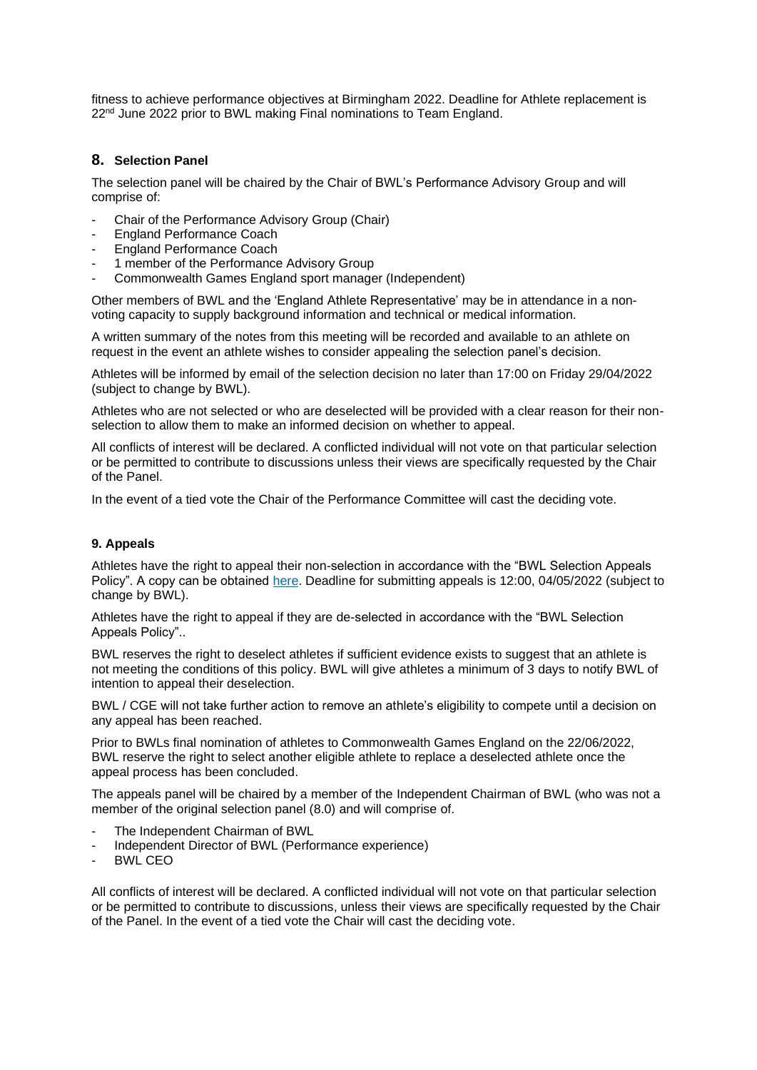fitness to achieve performance objectives at Birmingham 2022. Deadline for Athlete replacement is 22nd June 2022 prior to BWL making Final nominations to Team England.

## 8. Selection Panel

The selection panel will be chaired by the Chair of BWL's Performance Advisory Group and will comprise of:

- Chair of the Performance Advisory Group (Chair)
- England Performance Coach
- England Performance Coach
- 1 member of the Performance Advisory Group
- Commonwealth Games England sport manager (Independent)

Other members of BWL and the 'England Athlete Representative' may be in attendance in a non-voting capacity to supply background information and technical or medical information.

A written summary of the notes from this meeting will be recorded and available to an athlete on request in the event an athlete wishes to consider appealing the selection panel's decision.

Athletes will be informed by email of the selection decision no later than 17:00 on Friday 29/04/2022 (subject to change by BWL).

Athletes who are not selected or who are deselected will be provided with a clear reason for their non-selection to allow them to make an informed decision on whether to appeal.

All conflicts of interest will be declared. A conflicted individual will not vote on that particular selection or be permitted to contribute to discussions unless their views are specifically requested by the Chair of the Panel.

In the event of a tied vote the Chair of the Performance Committee will cast the deciding vote.

## 9. Appeals

Athletes have the right to appeal their non-selection in accordance with the "BWL Selection Appeals Policy". A copy can be obtained here. Deadline for submitting appeals is 12:00, 04/05/2022 (subject to change by BWL).

Athletes have the right to appeal if they are de-selected in accordance with the "BWL Selection Appeals Policy"..

BWL reserves the right to deselect athletes if sufficient evidence exists to suggest that an athlete is not meeting the conditions of this policy. BWL will give athletes a minimum of 3 days to notify BWL of intention to appeal their deselection.

BWL / CGE will not take further action to remove an athlete's eligibility to compete until a decision on any appeal has been reached.

Prior to BWLs final nomination of athletes to Commonwealth Games England on the 22/06/2022, BWL reserve the right to select another eligible athlete to replace a deselected athlete once the appeal process has been concluded.

The appeals panel will be chaired by a member of the Independent Chairman of BWL (who was not a member of the original selection panel (8.0) and will comprise of.

- The Independent Chairman of BWL
- Independent Director of BWL (Performance experience)
- BWL CEO

All conflicts of interest will be declared. A conflicted individual will not vote on that particular selection or be permitted to contribute to discussions, unless their views are specifically requested by the Chair of the Panel. In the event of a tied vote the Chair will cast the deciding vote.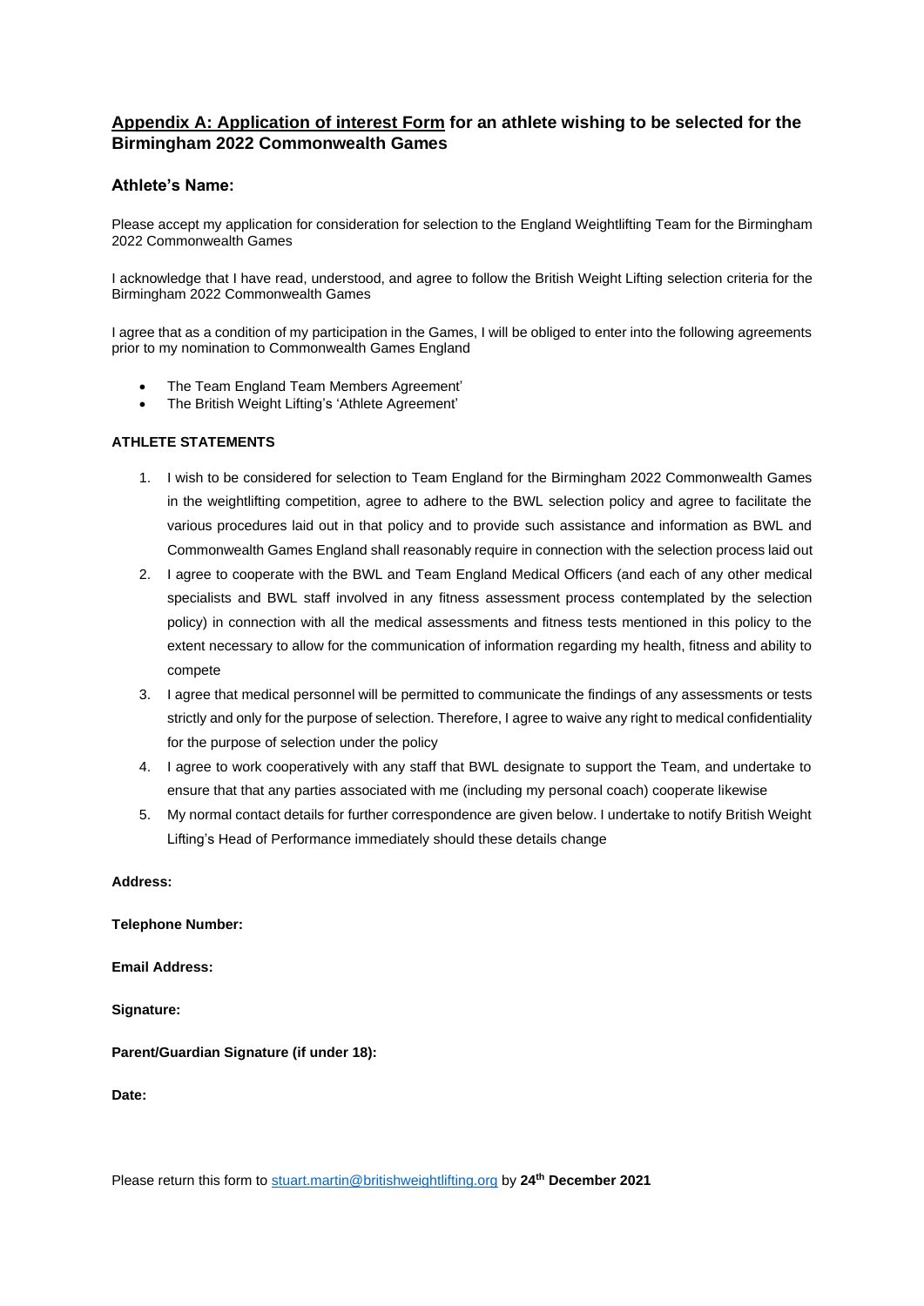## <u>Appendix A: Application of interest Form</u> for an athlete wishing to be selected for the Birmingham 2022 Commonwealth Games

### Athlete's Name:

Please accept my application for consideration for selection to the England Weightlifting Team for the Birmingham 2022 Commonwealth Games

I acknowledge that I have read, understood, and agree to follow the British Weight Lifting selection criteria for the Birmingham 2022 Commonwealth Games

I agree that as a condition of my participation in the Games, I will be obliged to enter into the following agreements prior to my nomination to Commonwealth Games England

- The Team England Team Members Agreement'
- The British Weight Lifting's 'Athlete Agreement'

**ATHLETE STATEMENTS**

1. I wish to be considered for selection to Team England for the Birmingham 2022 Commonwealth Games in the weightlifting competition, agree to adhere to the BWL selection policy and agree to facilitate the various procedures laid out in that policy and to provide such assistance and information as BWL and Commonwealth Games England shall reasonably require in connection with the selection process laid out
2. I agree to cooperate with the BWL and Team England Medical Officers (and each of any other medical specialists and BWL staff involved in any fitness assessment process contemplated by the selection policy) in connection with all the medical assessments and fitness tests mentioned in this policy to the extent necessary to allow for the communication of information regarding my health, fitness and ability to compete
3. I agree that medical personnel will be permitted to communicate the findings of any assessments or tests strictly and only for the purpose of selection. Therefore, I agree to waive any right to medical confidentiality for the purpose of selection under the policy
4. I agree to work cooperatively with any staff that BWL designate to support the Team, and undertake to ensure that that any parties associated with me (including my personal coach) cooperate likewise
5. My normal contact details for further correspondence are given below. I undertake to notify British Weight Lifting's Head of Performance immediately should these details change

**Address:**

**Telephone Number:**

**Email Address:**

**Signature:**

**Parent/Guardian Signature (if under 18):**

**Date:**

Please return this form to stuart.martin@britishweightlifting.org by **24th December 2021**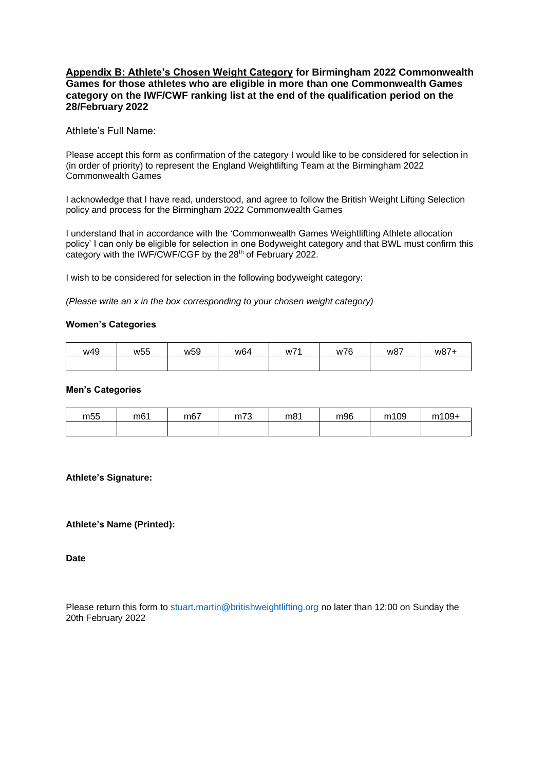**<u>Appendix B: Athlete's Chosen Weight Category</u> for Birmingham 2022 Commonwealth Games for those athletes who are eligible in more than one Commonwealth Games category on the IWF/CWF ranking list at the end of the qualification period on the 28/February 2022**

Athlete's Full Name:

Please accept this form as confirmation of the category I would like to be considered for selection in (in order of priority) to represent the England Weightlifting Team at the Birmingham 2022 Commonwealth Games

I acknowledge that I have read, understood, and agree to follow the British Weight Lifting Selection policy and process for the Birmingham 2022 Commonwealth Games

I understand that in accordance with the 'Commonwealth Games Weightlifting Athlete allocation policy' I can only be eligible for selection in one Bodyweight category and that BWL must confirm this category with the IWF/CWF/CGF by the 28th of February 2022.

I wish to be considered for selection in the following bodyweight category:

*(Please write an x in the box corresponding to your chosen weight category)*

**Women's Categories**

| w49 | w55 | w59 | w64 | w71 | w76 | w87 | w87+ |
|---|---|---|---|---|---|---|---|
| | | | | | | | |

**Men's Categories**

| m55 | m61 | m67 | m73 | m81 | m96 | m109 | m109+ |
|---|---|---|---|---|---|---|---|
| | | | | | | | |

**Athlete's Signature:**

**Athlete's Name (Printed):**

**Date**

Please return this form to stuart.martin@britishweightlifting.org no later than 12:00 on Sunday the 20th February 2022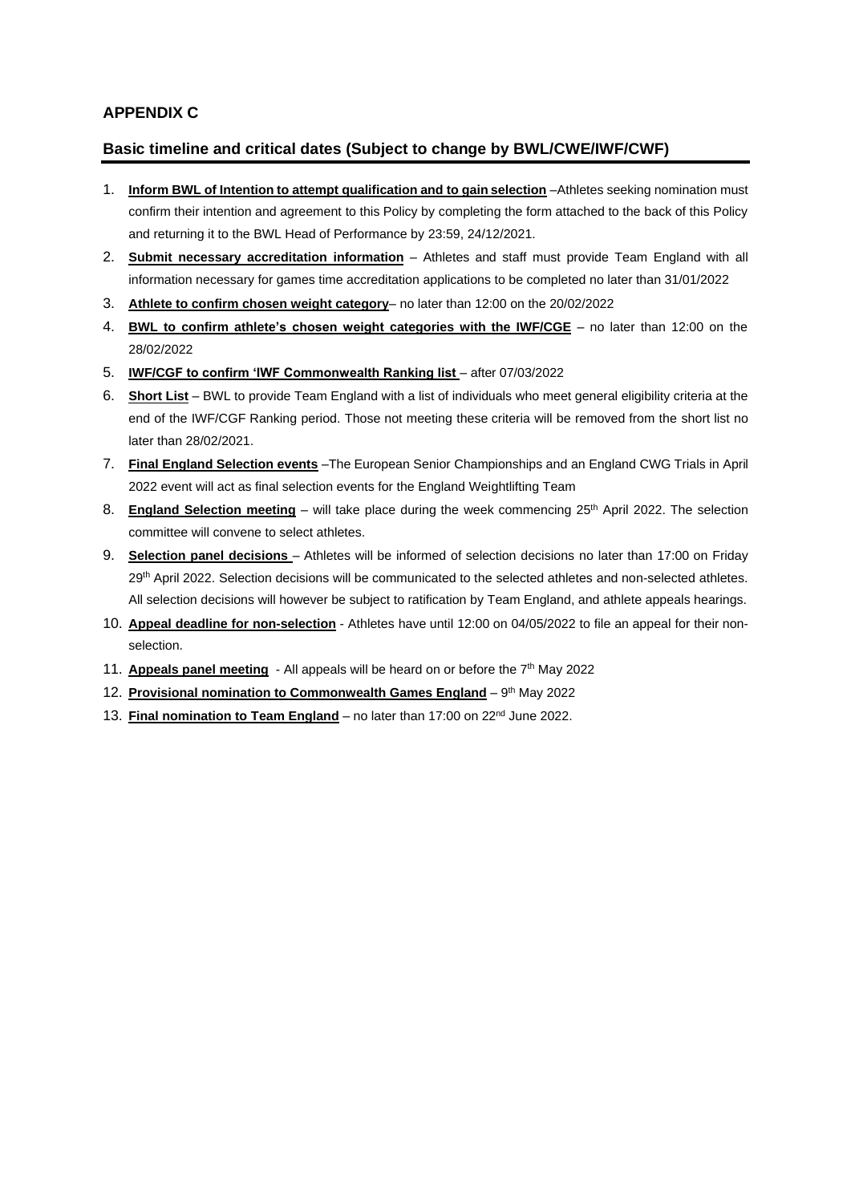## APPENDIX C

### Basic timeline and critical dates (Subject to change by BWL/CWE/IWF/CWF)

1. **Inform BWL of Intention to attempt qualification and to gain selection** –Athletes seeking nomination must confirm their intention and agreement to this Policy by completing the form attached to the back of this Policy and returning it to the BWL Head of Performance by 23:59, 24/12/2021.
2. **Submit necessary accreditation information** – Athletes and staff must provide Team England with all information necessary for games time accreditation applications to be completed no later than 31/01/2022
3. **Athlete to confirm chosen weight category**– no later than 12:00 on the 20/02/2022
4. **BWL to confirm athlete's chosen weight categories with the IWF/CGE** – no later than 12:00 on the 28/02/2022
5. **IWF/CGF to confirm 'IWF Commonwealth Ranking list** – after 07/03/2022
6. **Short List** – BWL to provide Team England with a list of individuals who meet general eligibility criteria at the end of the IWF/CGF Ranking period. Those not meeting these criteria will be removed from the short list no later than 28/02/2021.
7. **Final England Selection events** –The European Senior Championships and an England CWG Trials in April 2022 event will act as final selection events for the England Weightlifting Team
8. **England Selection meeting** – will take place during the week commencing 25th April 2022. The selection committee will convene to select athletes.
9. **Selection panel decisions** – Athletes will be informed of selection decisions no later than 17:00 on Friday 29th April 2022. Selection decisions will be communicated to the selected athletes and non-selected athletes. All selection decisions will however be subject to ratification by Team England, and athlete appeals hearings.
10. **Appeal deadline for non-selection** - Athletes have until 12:00 on 04/05/2022 to file an appeal for their non-selection.
11. **Appeals panel meeting** - All appeals will be heard on or before the 7th May 2022
12. **Provisional nomination to Commonwealth Games England** – 9th May 2022
13. **Final nomination to Team England** – no later than 17:00 on 22nd June 2022.